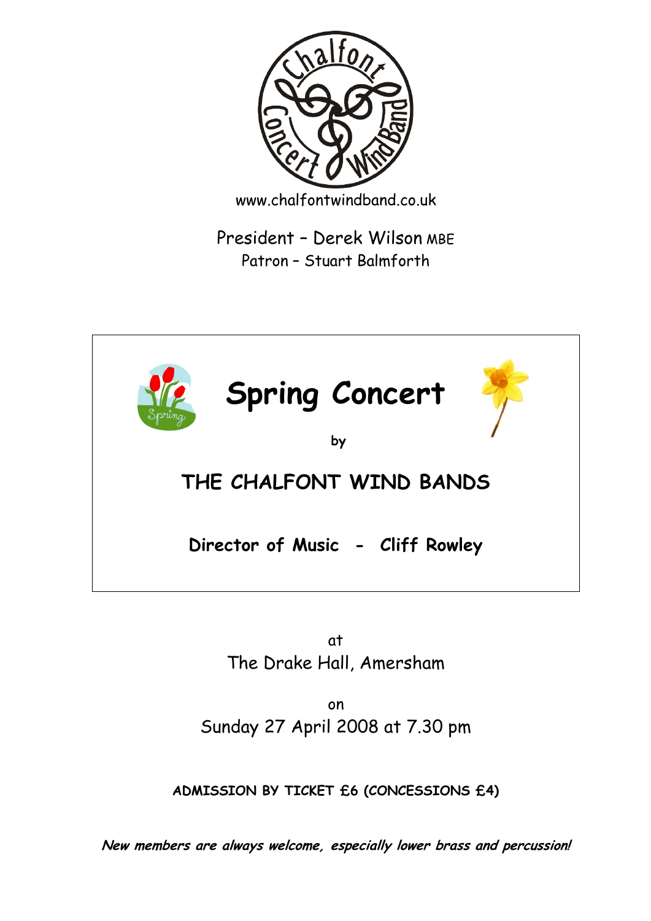Chalfont Concert Wind Band

www.chalfontwindband.co.uk

President – Derek Wilson MBE

Patron – Stuart Balmforth

# Spring Concert

**by**

## THE CHALFONT WIND BANDS

**Director of Music - Cliff Rowley**

at

The Drake Hall, Amersham

on

Sunday 27 April 2008 at 7.30 pm

**ADMISSION BY TICKET £6 (CONCESSIONS £4)**

***New members are always welcome, especially lower brass and percussion!***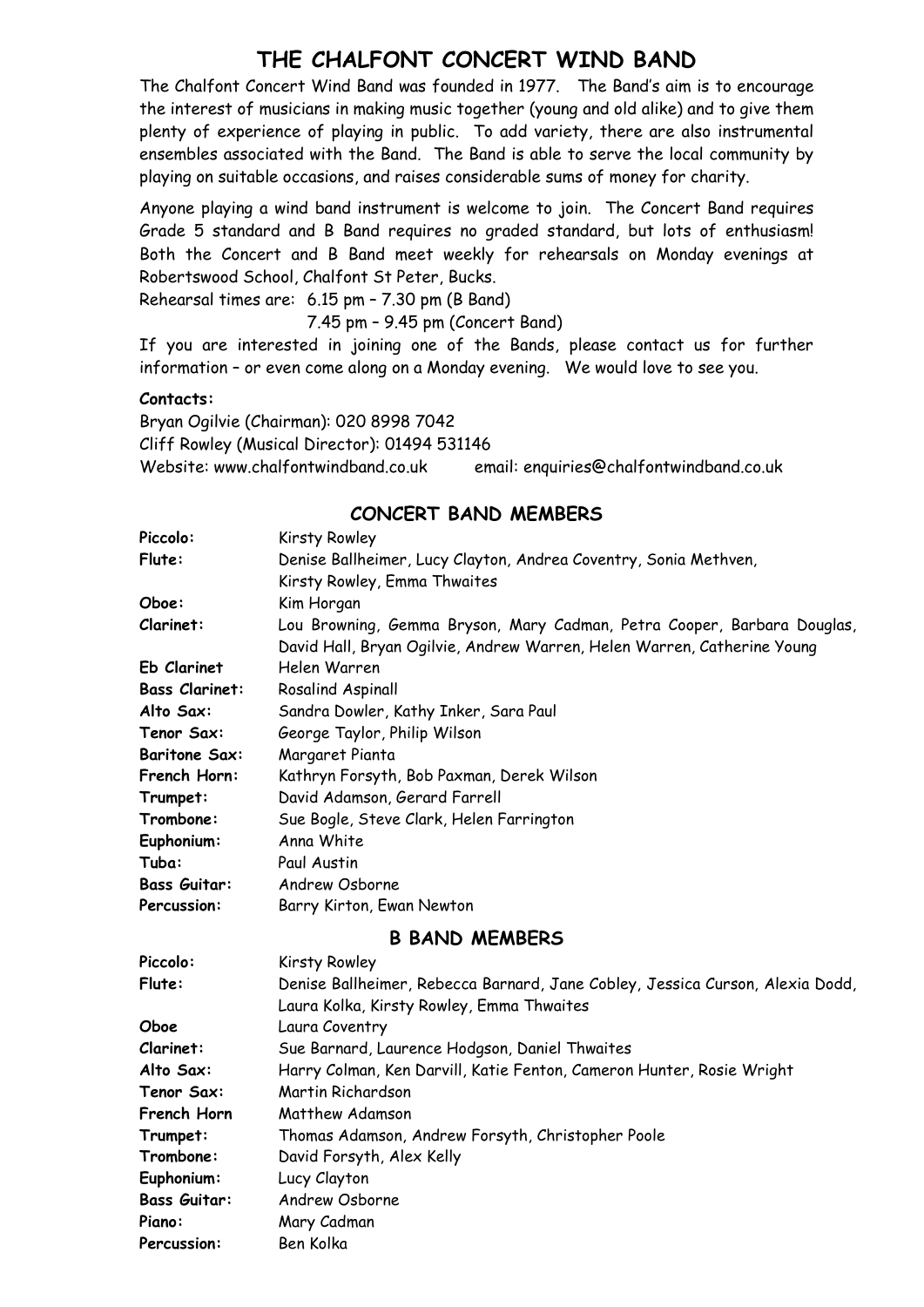# THE CHALFONT CONCERT WIND BAND

The Chalfont Concert Wind Band was founded in 1977. The Band's aim is to encourage the interest of musicians in making music together (young and old alike) and to give them plenty of experience of playing in public. To add variety, there are also instrumental ensembles associated with the Band. The Band is able to serve the local community by playing on suitable occasions, and raises considerable sums of money for charity.

Anyone playing a wind band instrument is welcome to join. The Concert Band requires Grade 5 standard and B Band requires no graded standard, but lots of enthusiasm! Both the Concert and B Band meet weekly for rehearsals on Monday evenings at Robertswood School, Chalfont St Peter, Bucks.

Rehearsal times are: 6.15 pm – 7.30 pm (B Band)
7.45 pm – 9.45 pm (Concert Band)

If you are interested in joining one of the Bands, please contact us for further information – or even come along on a Monday evening. We would love to see you.

**Contacts:**

Bryan Ogilvie (Chairman): 020 8998 7042
Cliff Rowley (Musical Director): 01494 531146
Website: www.chalfontwindband.co.uk email: enquiries@chalfontwindband.co.uk

## CONCERT BAND MEMBERS

| | |
|---|---|
| **Piccolo:** | Kirsty Rowley |
| **Flute:** | Denise Ballheimer, Lucy Clayton, Andrea Coventry, Sonia Methven, Kirsty Rowley, Emma Thwaites |
| **Oboe:** | Kim Horgan |
| **Clarinet:** | Lou Browning, Gemma Bryson, Mary Cadman, Petra Cooper, Barbara Douglas, David Hall, Bryan Ogilvie, Andrew Warren, Helen Warren, Catherine Young |
| **Eb Clarinet** | Helen Warren |
| **Bass Clarinet:** | Rosalind Aspinall |
| **Alto Sax:** | Sandra Dowler, Kathy Inker, Sara Paul |
| **Tenor Sax:** | George Taylor, Philip Wilson |
| **Baritone Sax:** | Margaret Pianta |
| **French Horn:** | Kathryn Forsyth, Bob Paxman, Derek Wilson |
| **Trumpet:** | David Adamson, Gerard Farrell |
| **Trombone:** | Sue Bogle, Steve Clark, Helen Farrington |
| **Euphonium:** | Anna White |
| **Tuba:** | Paul Austin |
| **Bass Guitar:** | Andrew Osborne |
| **Percussion:** | Barry Kirton, Ewan Newton |

## B BAND MEMBERS

| | |
|---|---|
| **Piccolo:** | Kirsty Rowley |
| **Flute:** | Denise Ballheimer, Rebecca Barnard, Jane Cobley, Jessica Curson, Alexia Dodd, Laura Kolka, Kirsty Rowley, Emma Thwaites |
| **Oboe** | Laura Coventry |
| **Clarinet:** | Sue Barnard, Laurence Hodgson, Daniel Thwaites |
| **Alto Sax:** | Harry Colman, Ken Darvill, Katie Fenton, Cameron Hunter, Rosie Wright |
| **Tenor Sax:** | Martin Richardson |
| **French Horn** | Matthew Adamson |
| **Trumpet:** | Thomas Adamson, Andrew Forsyth, Christopher Poole |
| **Trombone:** | David Forsyth, Alex Kelly |
| **Euphonium:** | Lucy Clayton |
| **Bass Guitar:** | Andrew Osborne |
| **Piano:** | Mary Cadman |
| **Percussion:** | Ben Kolka |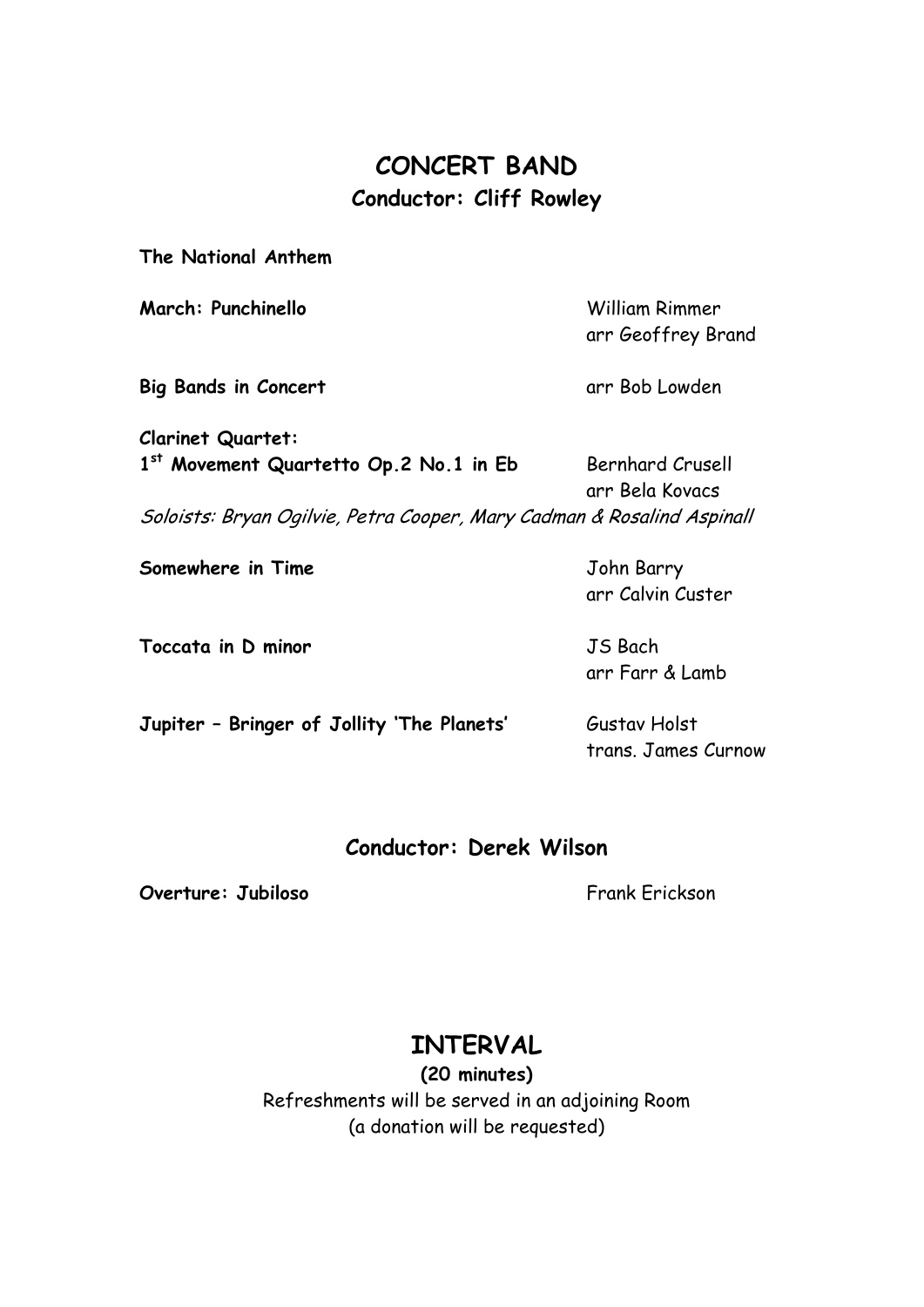# CONCERT BAND

### Conductor: Cliff Rowley

**The National Anthem**

**March: Punchinello** — William Rimmer, arr Geoffrey Brand

**Big Bands in Concert** — arr Bob Lowden

**Clarinet Quartet:**
**1st Movement Quartetto Op.2 No.1 in Eb** — Bernhard Crusell, arr Bela Kovacs

*Soloists: Bryan Ogilvie, Petra Cooper, Mary Cadman & Rosalind Aspinall*

**Somewhere in Time** — John Barry, arr Calvin Custer

**Toccata in D minor** — JS Bach, arr Farr & Lamb

**Jupiter – Bringer of Jollity 'The Planets'** — Gustav Holst, trans. James Curnow

### Conductor: Derek Wilson

**Overture: Jubiloso** — Frank Erickson

## INTERVAL

**(20 minutes)**

Refreshments will be served in an adjoining Room
(a donation will be requested)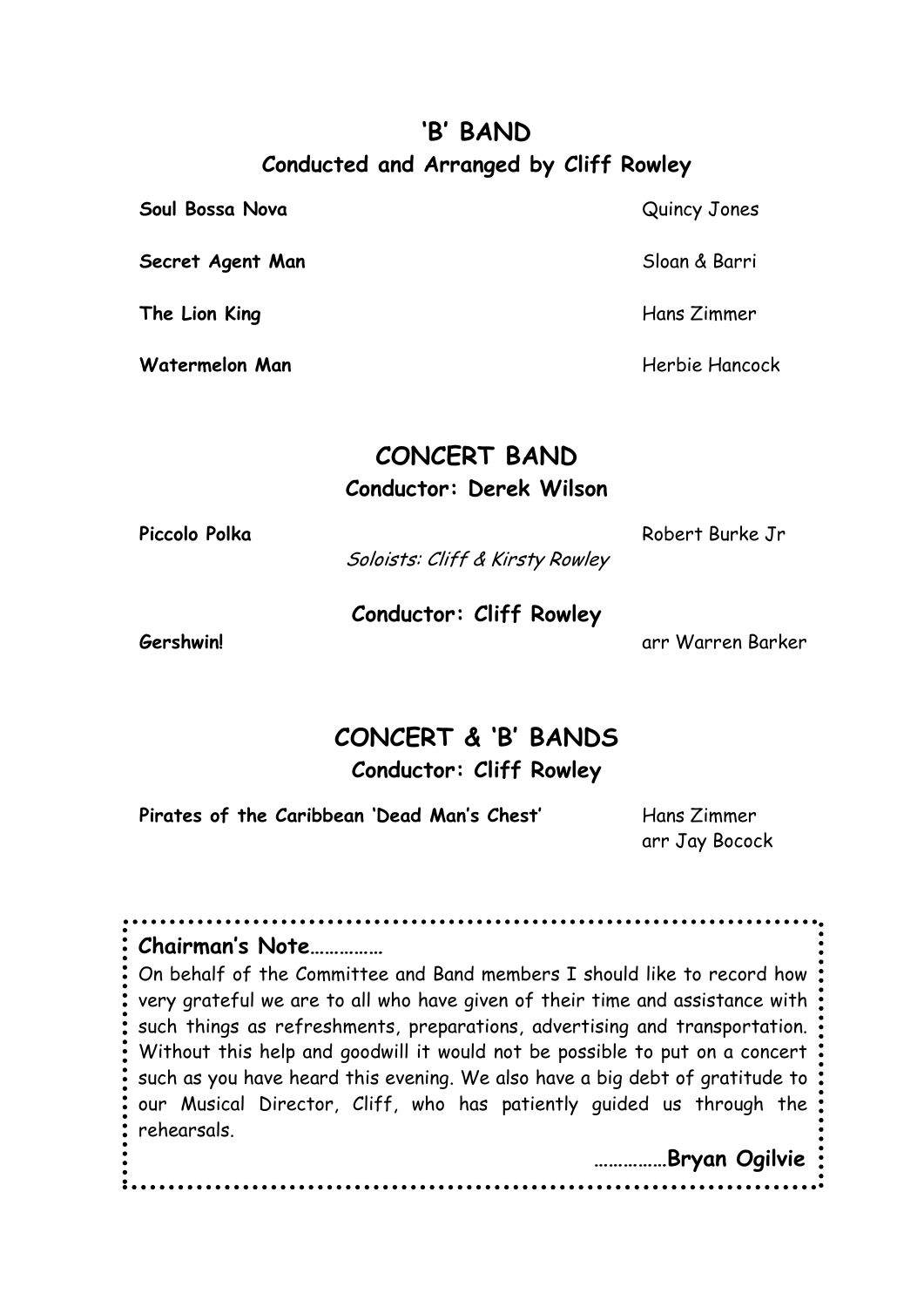## ‘B’ BAND

### Conducted and Arranged by Cliff Rowley

| | |
|---|---|
| **Soul Bossa Nova** | Quincy Jones |
| **Secret Agent Man** | Sloan & Barri |
| **The Lion King** | Hans Zimmer |
| **Watermelon Man** | Herbie Hancock |

## CONCERT BAND

### Conductor: Derek Wilson

**Piccolo Polka** — Robert Burke Jr

*Soloists: Cliff & Kirsty Rowley*

### Conductor: Cliff Rowley

**Gershwin!** — arr Warren Barker

## CONCERT & ‘B’ BANDS

### Conductor: Cliff Rowley

**Pirates of the Caribbean ‘Dead Man’s Chest’** — Hans Zimmer, arr Jay Bocock

**Chairman’s Note……………**

On behalf of the Committee and Band members I should like to record how very grateful we are to all who have given of their time and assistance with such things as refreshments, preparations, advertising and transportation. Without this help and goodwill it would not be possible to put on a concert such as you have heard this evening. We also have a big debt of gratitude to our Musical Director, Cliff, who has patiently guided us through the rehearsals.

……………**Bryan Ogilvie**